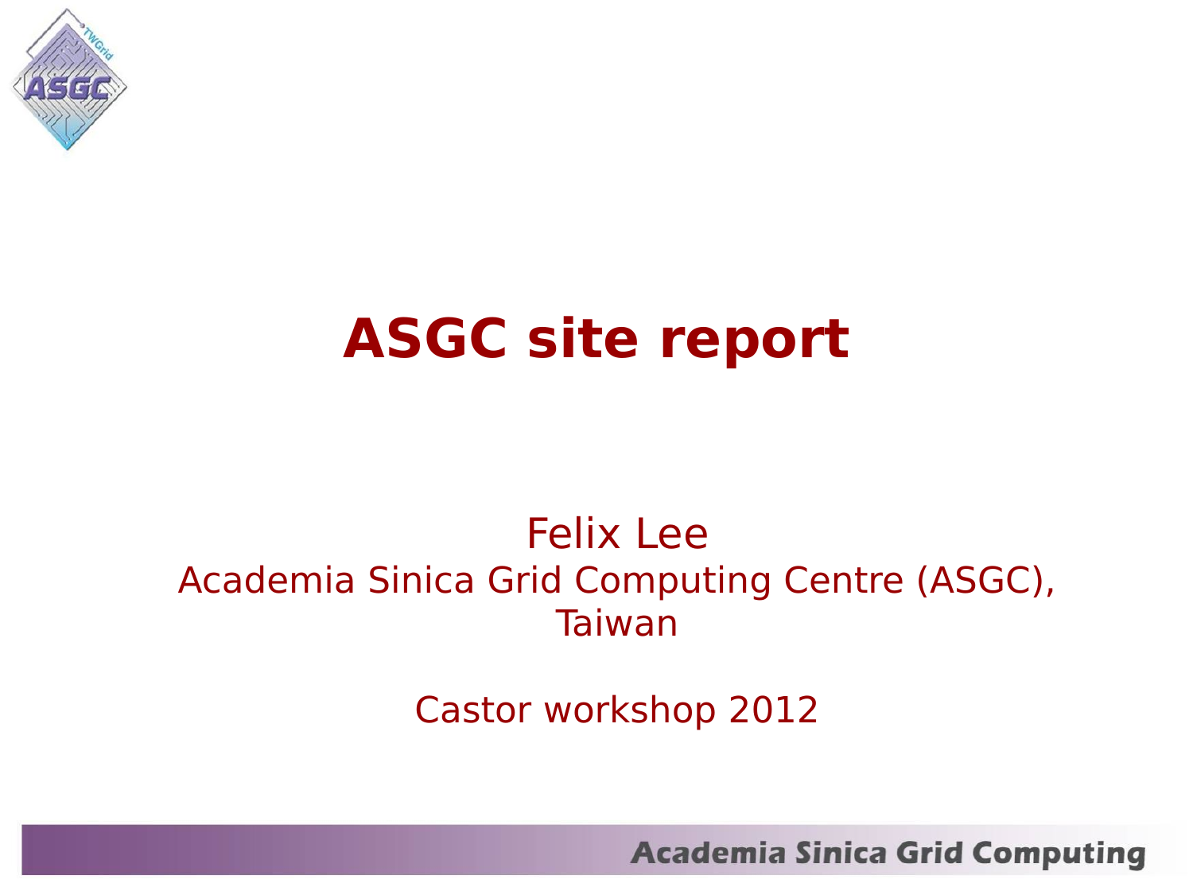# ASGC site report

Felix Lee
Academia Sinica Grid Computing Centre (ASGC), Taiwan

Castor workshop 2012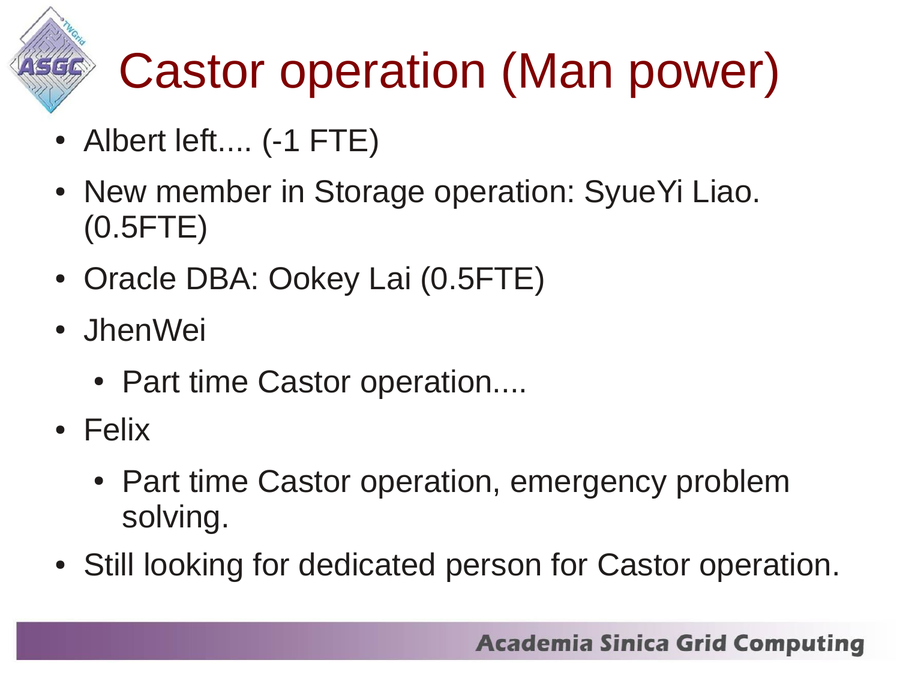# Castor operation (Man power)

- Albert left.... (-1 FTE)
- New member in Storage operation: SyueYi Liao. (0.5FTE)
- Oracle DBA: Ookey Lai (0.5FTE)
- JhenWei
  - Part time Castor operation....
- Felix
  - Part time Castor operation, emergency problem solving.
- Still looking for dedicated person for Castor operation.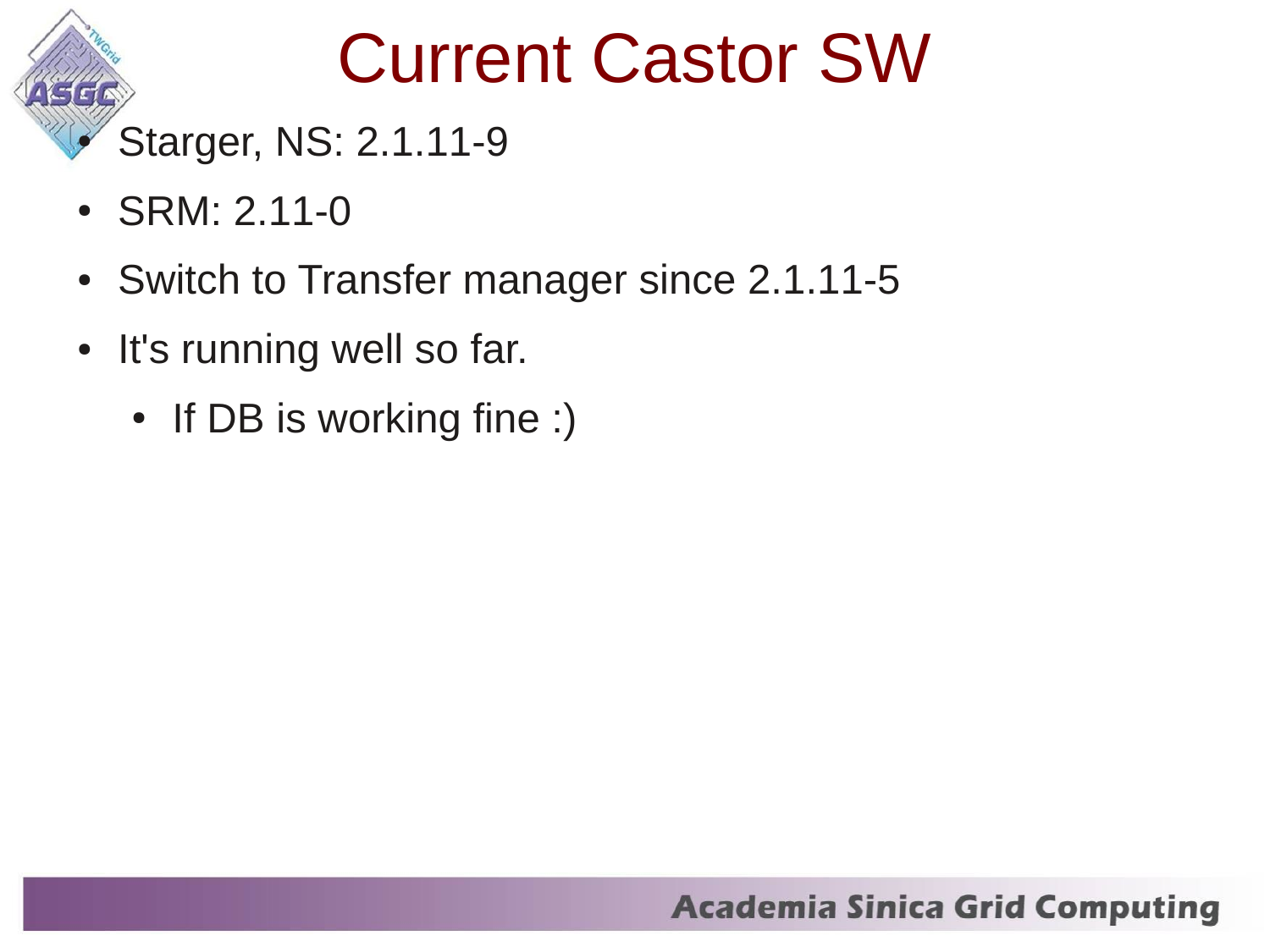# Current Castor SW

- Starger, NS: 2.1.11-9
- SRM: 2.11-0
- Switch to Transfer manager since 2.1.11-5
- It's running well so far.
  - If DB is working fine :)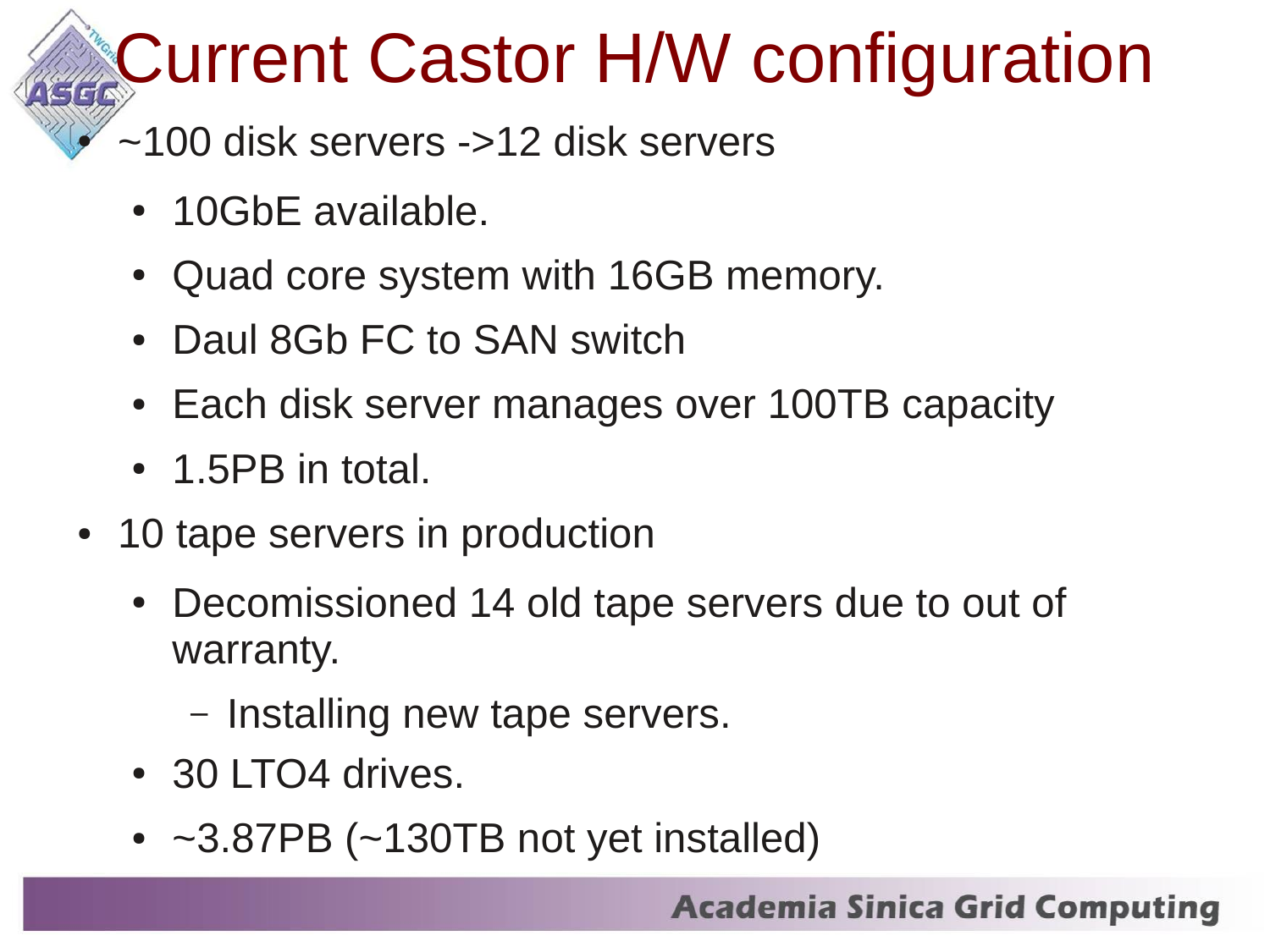# Current Castor H/W configuration

- ~100 disk servers ->12 disk servers
  - 10GbE available.
  - Quad core system with 16GB memory.
  - Daul 8Gb FC to SAN switch
  - Each disk server manages over 100TB capacity
  - 1.5PB in total.
- 10 tape servers in production
  - Decomissioned 14 old tape servers due to out of warranty.
    - Installing new tape servers.
  - 30 LTO4 drives.
  - ~3.87PB (~130TB not yet installed)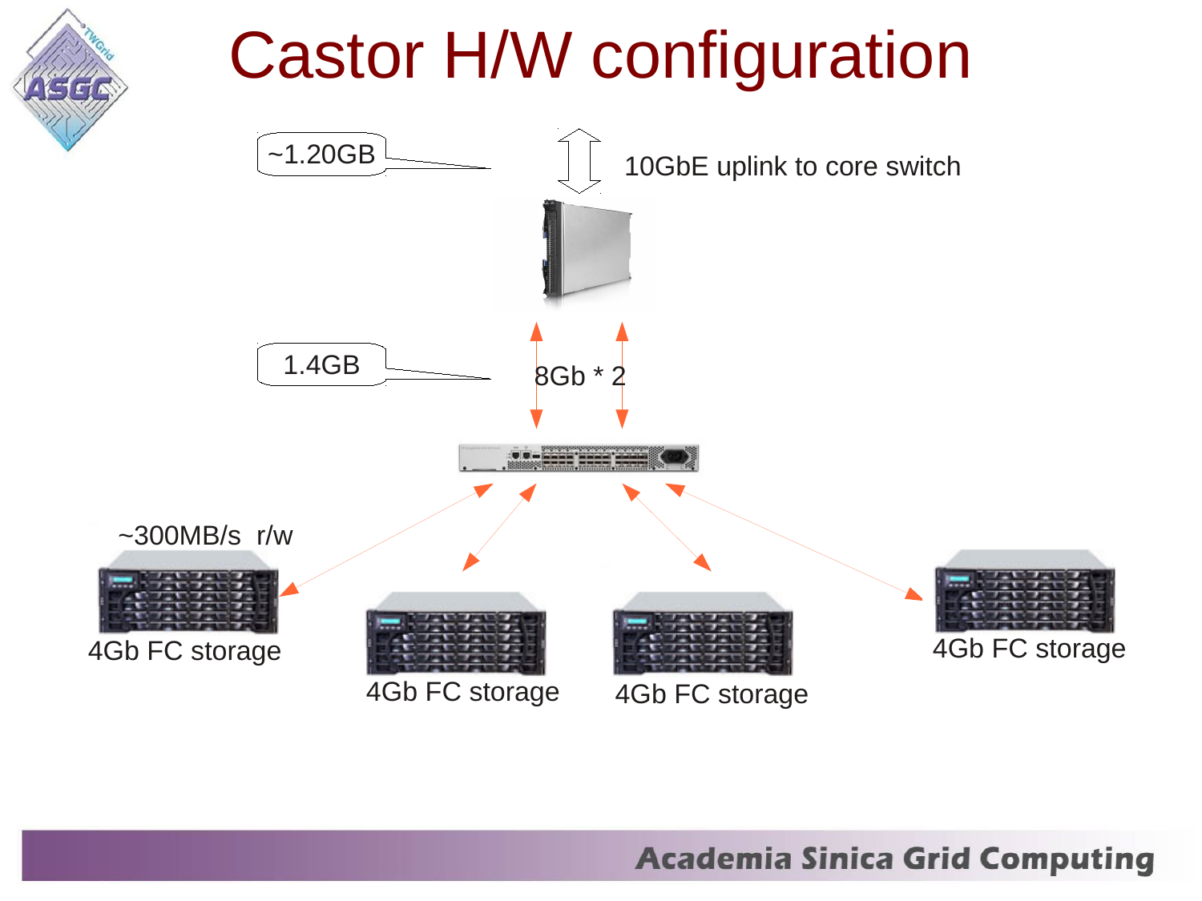# Castor H/W configuration

~1.20GB

10GbE uplink to core switch

1.4GB

8Gb * 2

~300MB/s r/w

4Gb FC storage

4Gb FC storage

4Gb FC storage

4Gb FC storage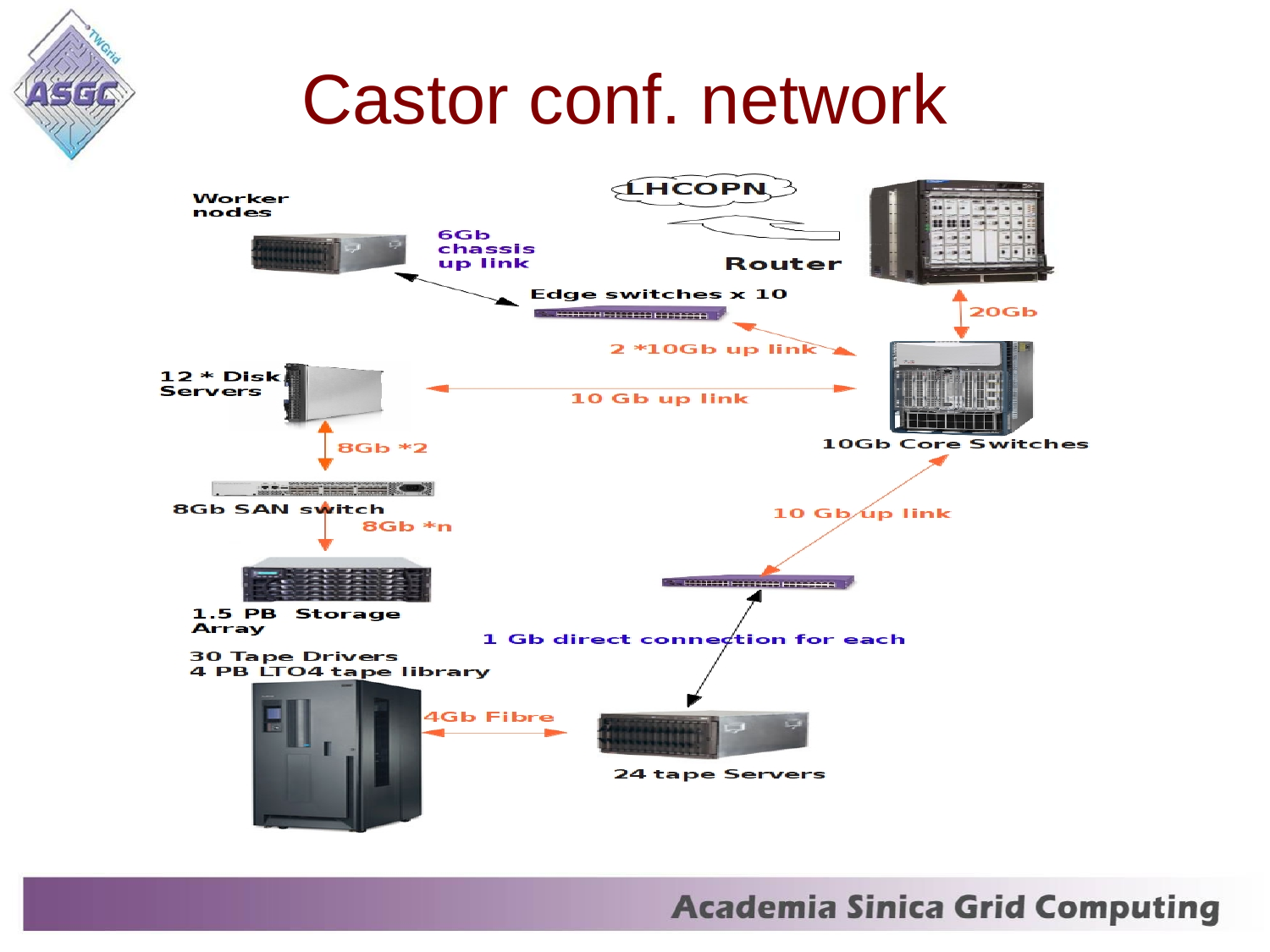# Castor conf. network

Worker nodes

6Gb chassis up link

LHCOPN

Router

Edge switches x 10

20Gb

2 *10Gb up link

12 * Disk Servers

10 Gb up link

10Gb Core Switches

8Gb *2

8Gb SAN switch

8Gb *n

10 Gb up link

1.5 PB Storage Array

1 Gb direct connection for each

30 Tape Drivers
4 PB LTO4 tape library

4Gb Fibre

24 tape Servers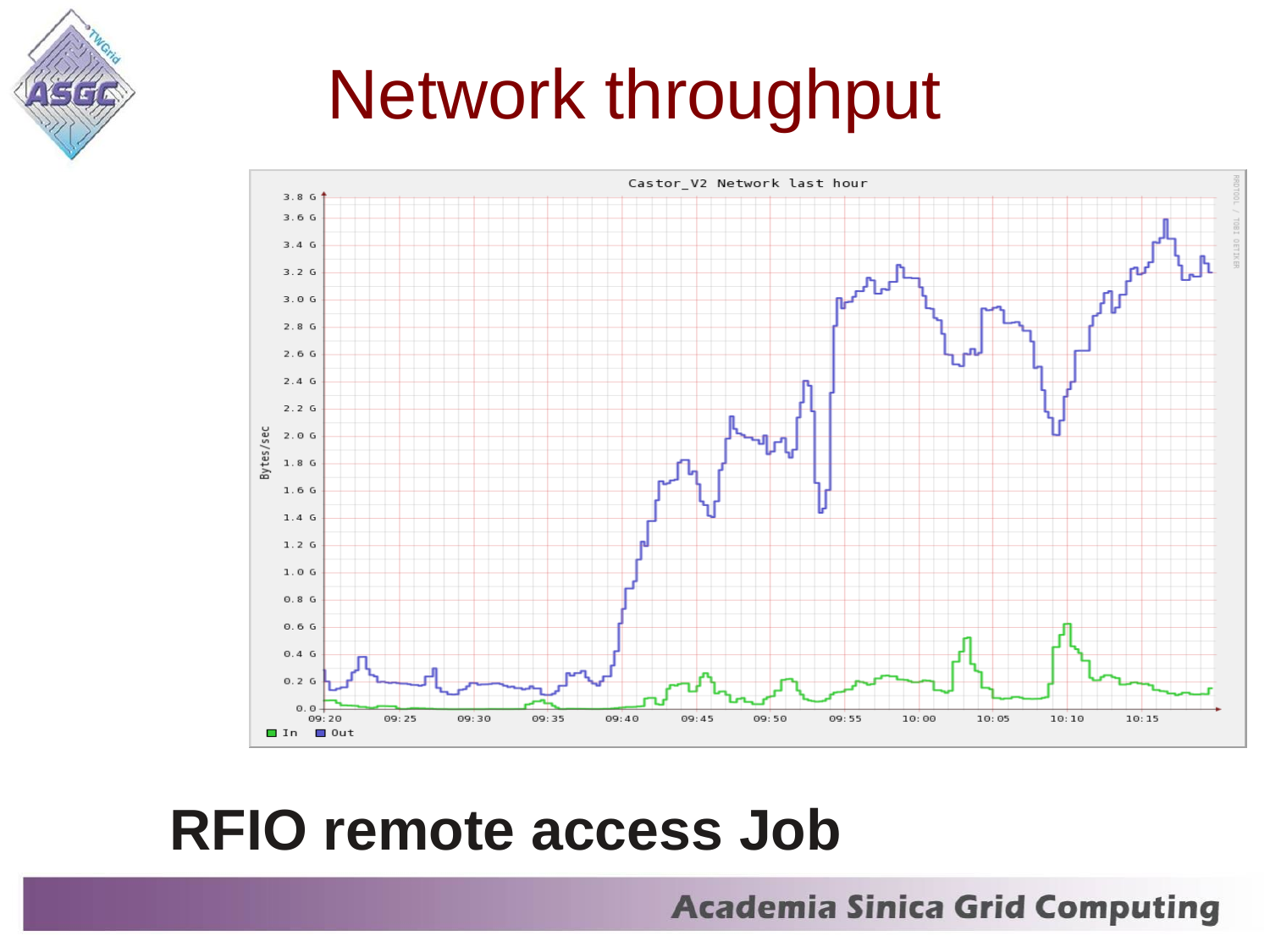# Network throughput

**RFIO remote access Job**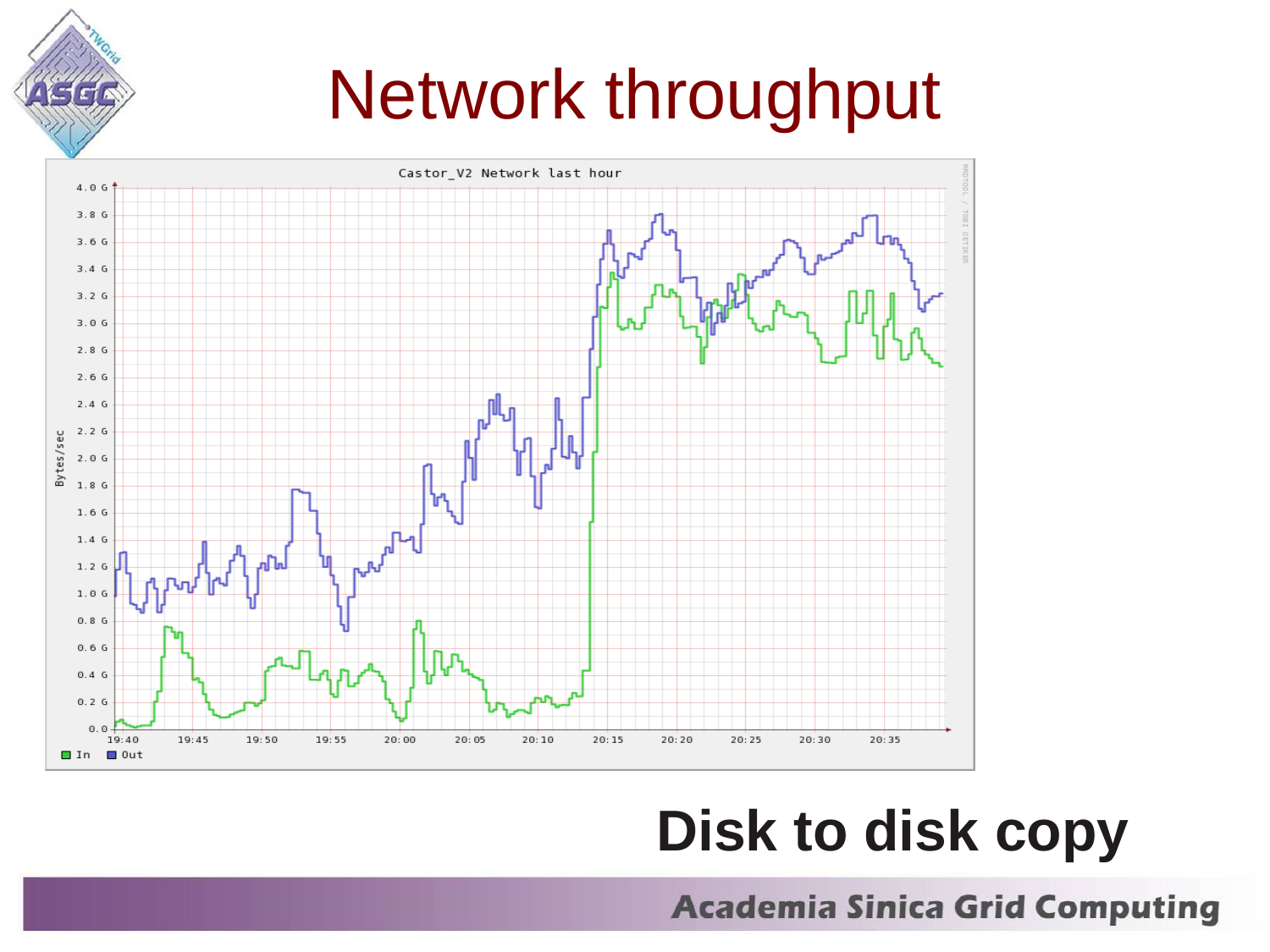# Network throughput

**Disk to disk copy**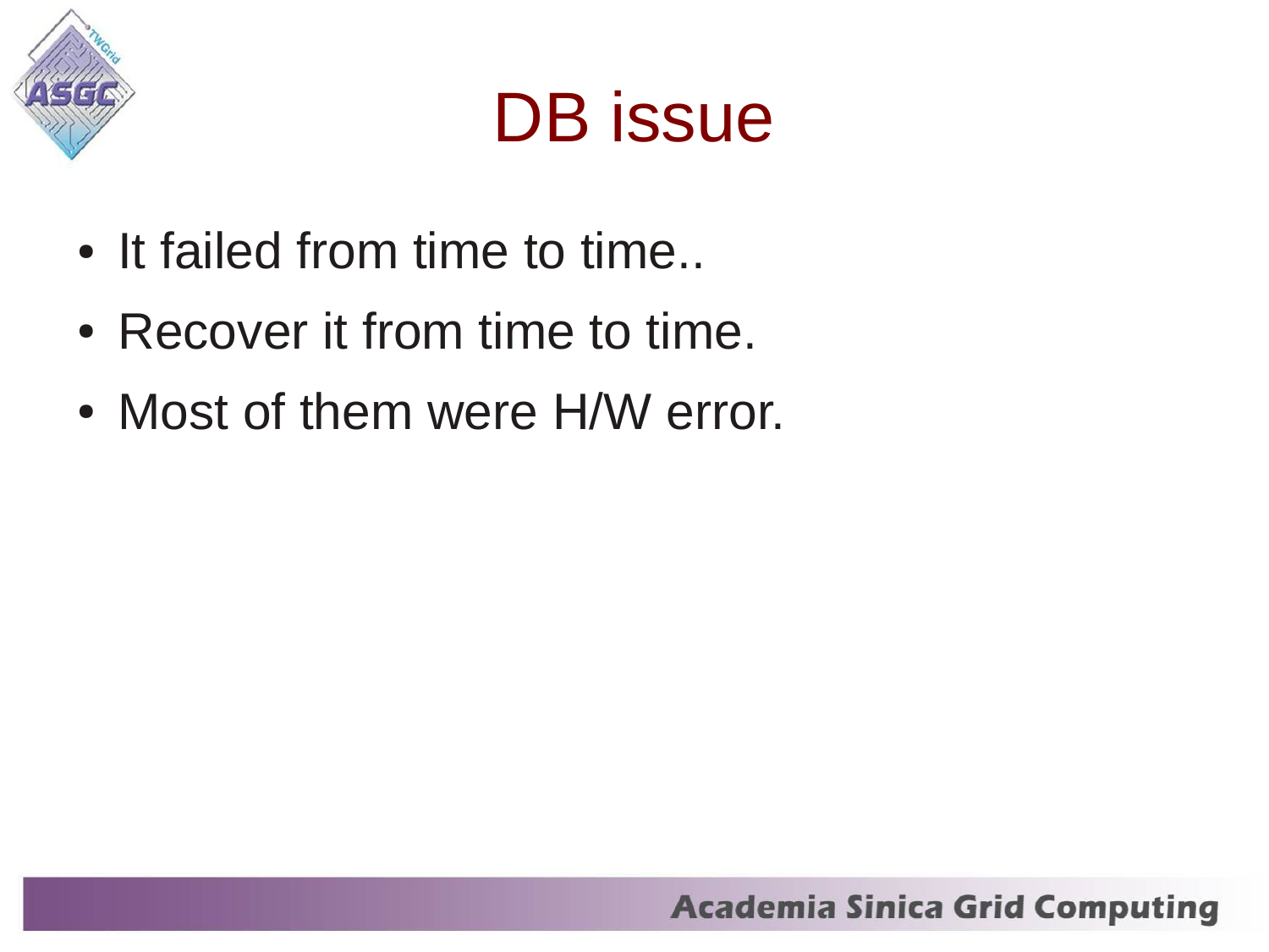# DB issue

- It failed from time to time..
- Recover it from time to time.
- Most of them were H/W error.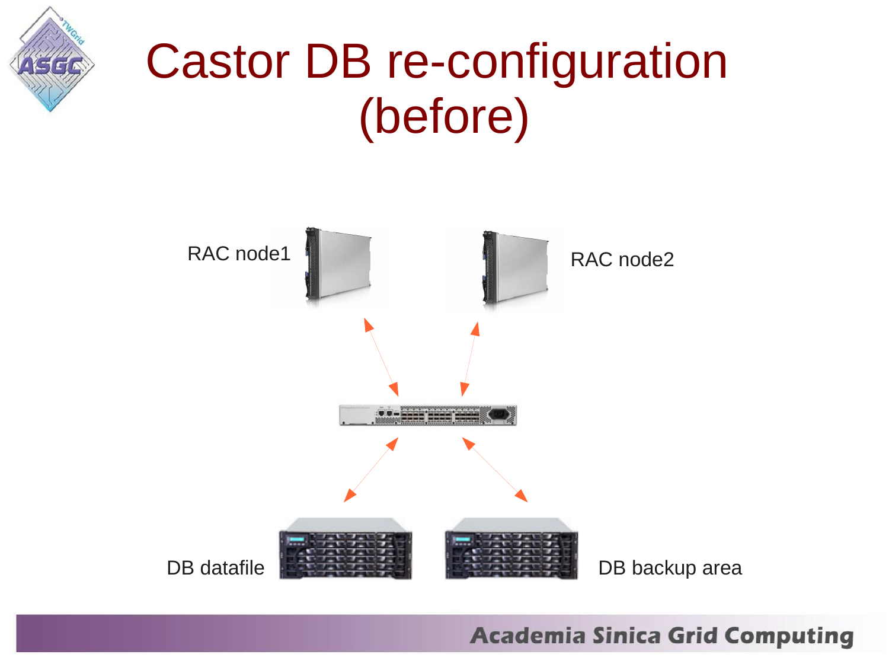# Castor DB re-configuration (before)

RAC node1

RAC node2

DB datafile

DB backup area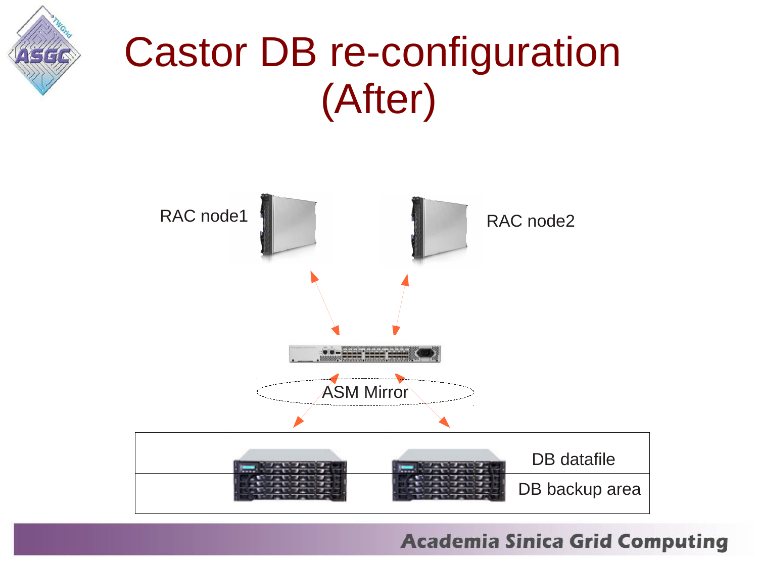# Castor DB re-configuration (After)

RAC node1

RAC node2

ASM Mirror

DB datafile

DB backup area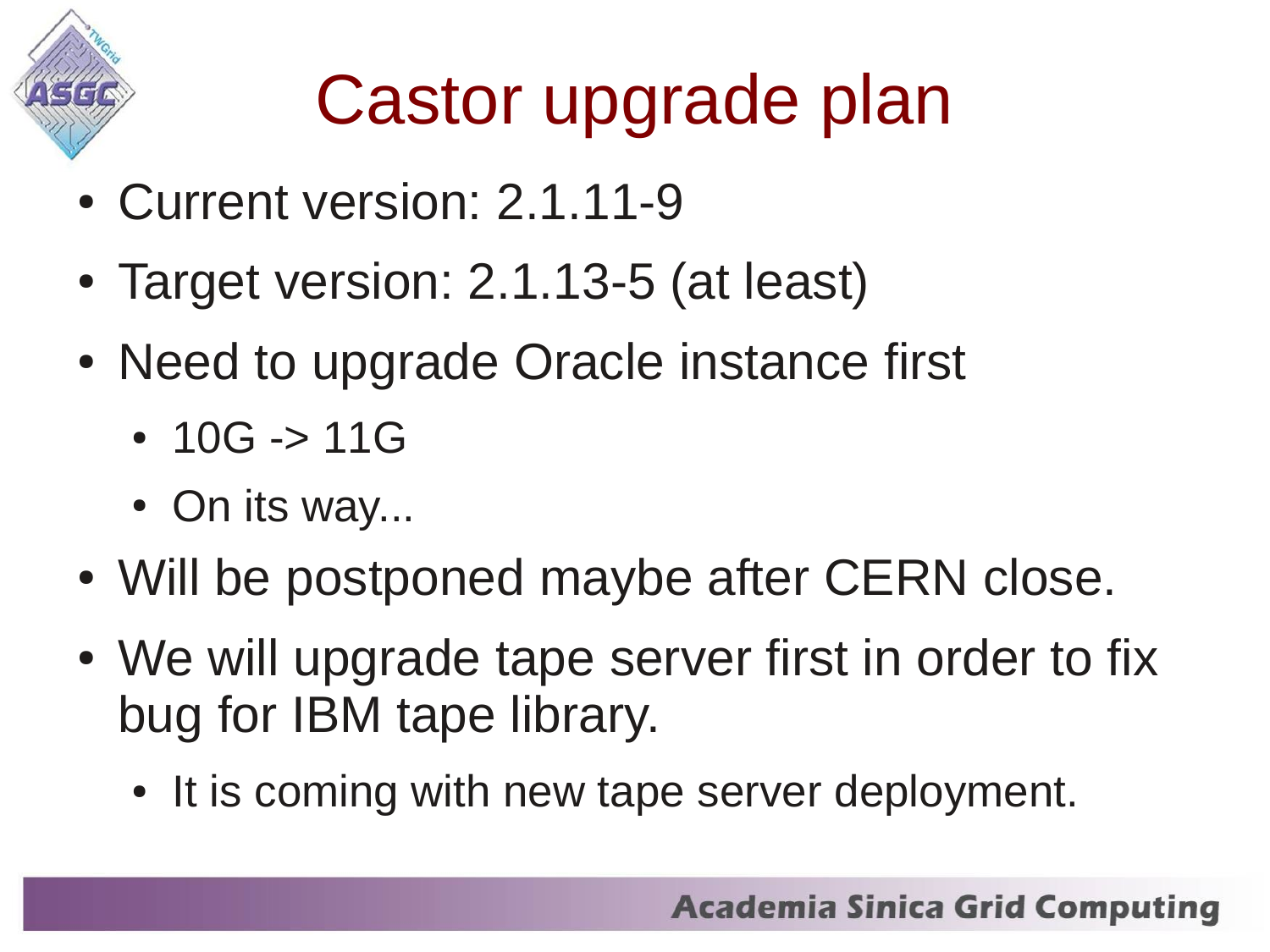# Castor upgrade plan

- Current version: 2.1.11-9
- Target version: 2.1.13-5 (at least)
- Need to upgrade Oracle instance first
  - 10G -> 11G
  - On its way...
- Will be postponed maybe after CERN close.
- We will upgrade tape server first in order to fix bug for IBM tape library.
  - It is coming with new tape server deployment.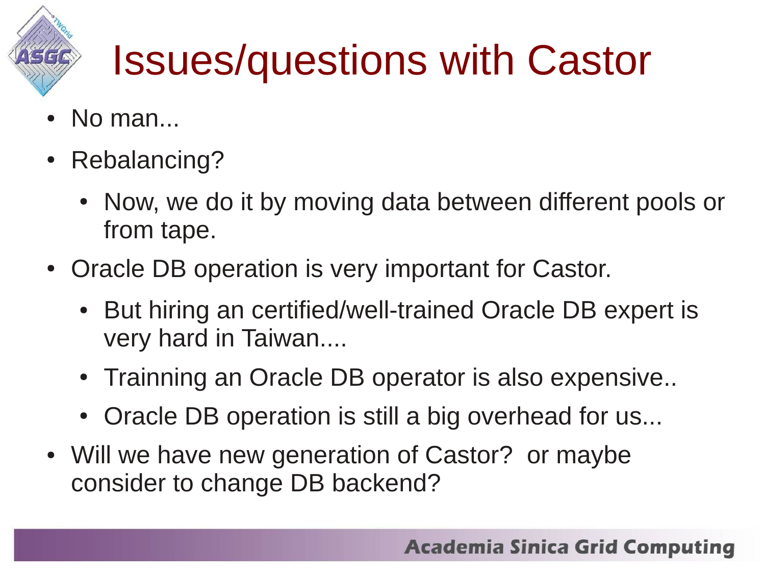# Issues/questions with Castor

- No man...
- Rebalancing?
  - Now, we do it by moving data between different pools or from tape.
- Oracle DB operation is very important for Castor.
  - But hiring an certified/well-trained Oracle DB expert is very hard in Taiwan....
  - Trainning an Oracle DB operator is also expensive..
  - Oracle DB operation is still a big overhead for us...
- Will we have new generation of Castor? or maybe consider to change DB backend?